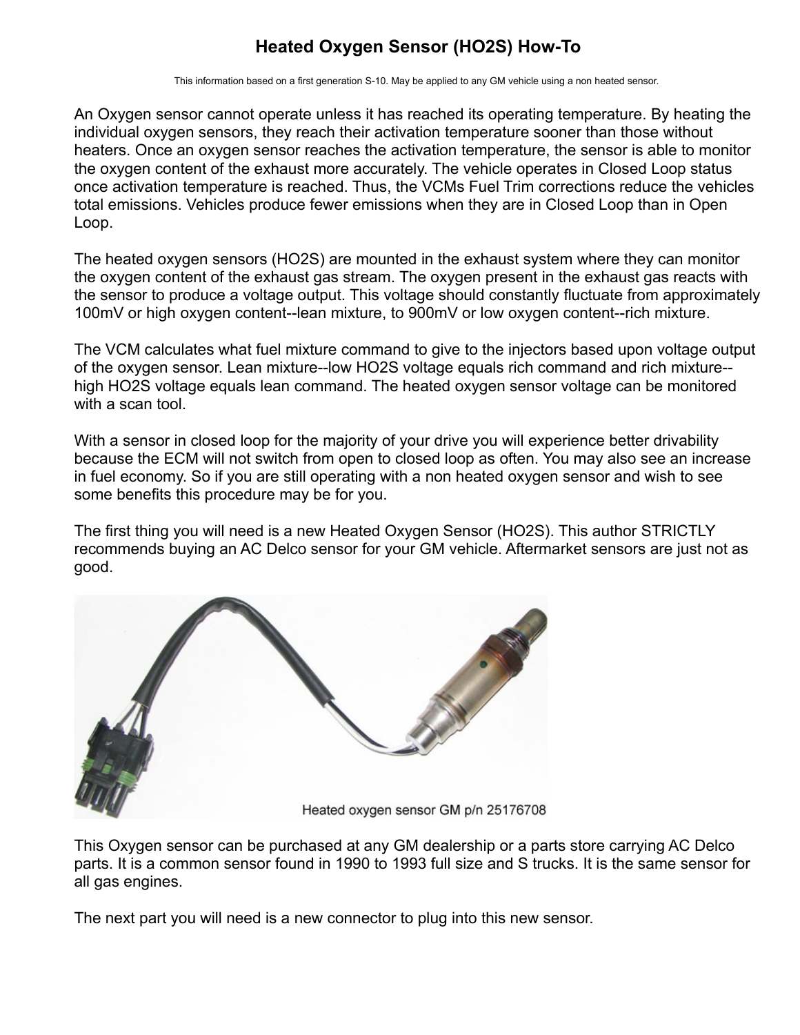# Heated Oxygen Sensor (HO2S) How-To

This information based on a first generation S-10. May be applied to any GM vehicle using a non heated sensor.

An Oxygen sensor cannot operate unless it has reached its operating temperature. By heating the individual oxygen sensors, they reach their activation temperature sooner than those without heaters. Once an oxygen sensor reaches the activation temperature, the sensor is able to monitor the oxygen content of the exhaust more accurately. The vehicle operates in Closed Loop status once activation temperature is reached. Thus, the VCMs Fuel Trim corrections reduce the vehicles total emissions. Vehicles produce fewer emissions when they are in Closed Loop than in Open Loop.

The heated oxygen sensors (HO2S) are mounted in the exhaust system where they can monitor the oxygen content of the exhaust gas stream. The oxygen present in the exhaust gas reacts with the sensor to produce a voltage output. This voltage should constantly fluctuate from approximately 100mV or high oxygen content--lean mixture, to 900mV or low oxygen content--rich mixture.

The VCM calculates what fuel mixture command to give to the injectors based upon voltage output of the oxygen sensor. Lean mixture--low HO2S voltage equals rich command and rich mixture--high HO2S voltage equals lean command. The heated oxygen sensor voltage can be monitored with a scan tool.

With a sensor in closed loop for the majority of your drive you will experience better drivability because the ECM will not switch from open to closed loop as often. You may also see an increase in fuel economy. So if you are still operating with a non heated oxygen sensor and wish to see some benefits this procedure may be for you.

The first thing you will need is a new Heated Oxygen Sensor (HO2S). This author STRICTLY recommends buying an AC Delco sensor for your GM vehicle. Aftermarket sensors are just not as good.

Heated oxygen sensor GM p/n 25176708

This Oxygen sensor can be purchased at any GM dealership or a parts store carrying AC Delco parts. It is a common sensor found in 1990 to 1993 full size and S trucks. It is the same sensor for all gas engines.

The next part you will need is a new connector to plug into this new sensor.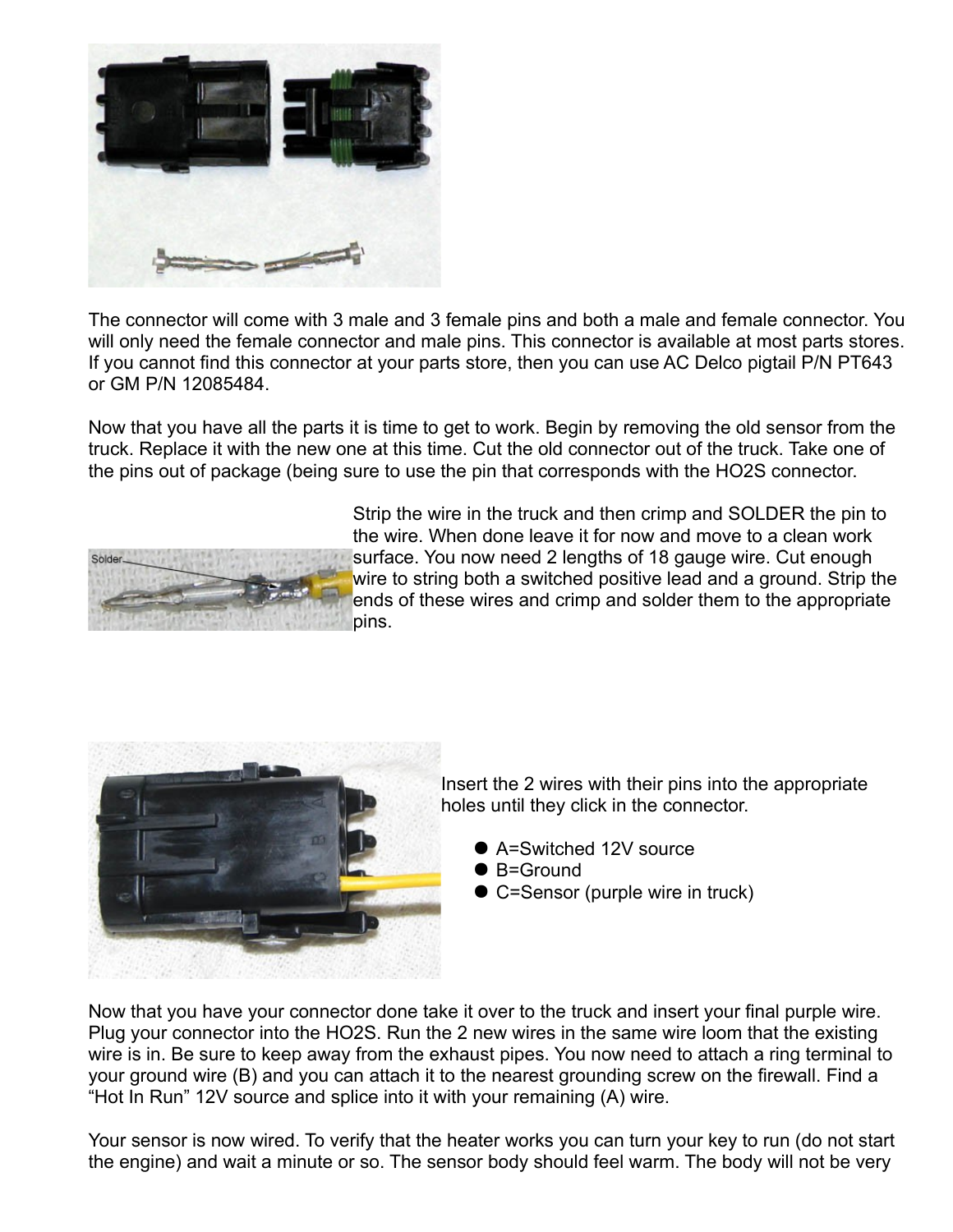The connector will come with 3 male and 3 female pins and both a male and female connector. You will only need the female connector and male pins. This connector is available at most parts stores. If you cannot find this connector at your parts store, then you can use AC Delco pigtail P/N PT643 or GM P/N 12085484.

Now that you have all the parts it is time to get to work. Begin by removing the old sensor from the truck. Replace it with the new one at this time. Cut the old connector out of the truck. Take one of the pins out of package (being sure to use the pin that corresponds with the HO2S connector.

Strip the wire in the truck and then crimp and SOLDER the pin to the wire. When done leave it for now and move to a clean work surface. You now need 2 lengths of 18 gauge wire. Cut enough wire to string both a switched positive lead and a ground. Strip the ends of these wires and crimp and solder them to the appropriate pins.

Insert the 2 wires with their pins into the appropriate holes until they click in the connector.

- A=Switched 12V source
- B=Ground
- C=Sensor (purple wire in truck)

Now that you have your connector done take it over to the truck and insert your final purple wire. Plug your connector into the HO2S. Run the 2 new wires in the same wire loom that the existing wire is in. Be sure to keep away from the exhaust pipes. You now need to attach a ring terminal to your ground wire (B) and you can attach it to the nearest grounding screw on the firewall. Find a "Hot In Run" 12V source and splice into it with your remaining (A) wire.

Your sensor is now wired. To verify that the heater works you can turn your key to run (do not start the engine) and wait a minute or so. The sensor body should feel warm. The body will not be very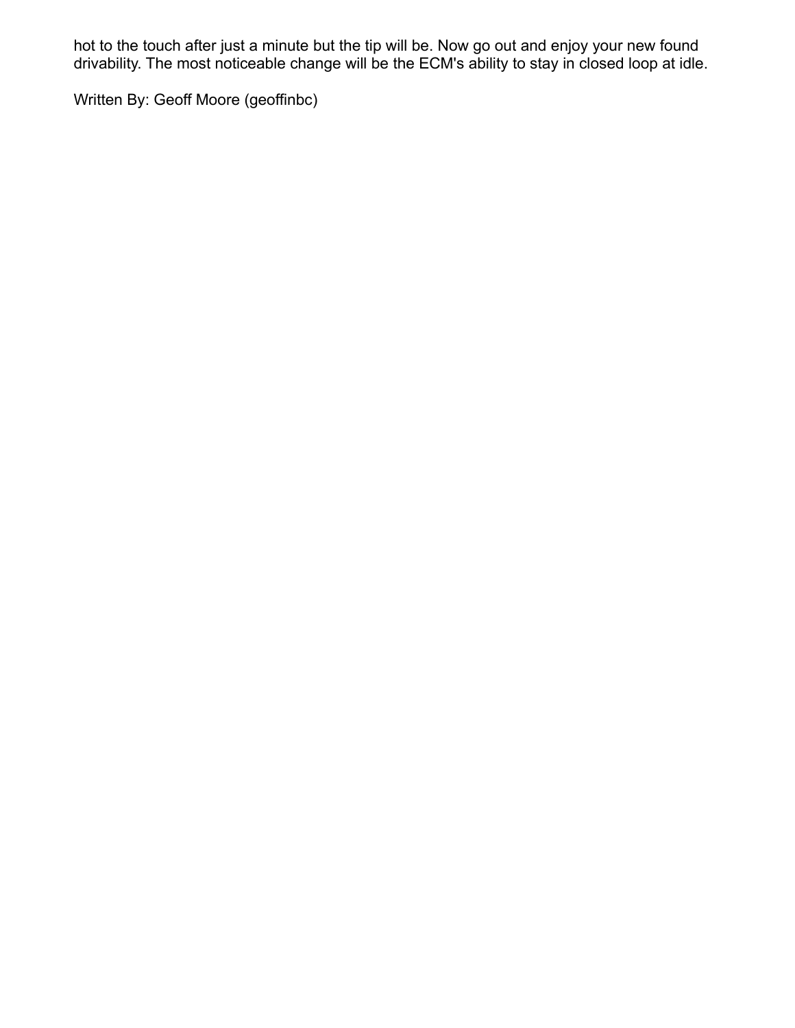hot to the touch after just a minute but the tip will be. Now go out and enjoy your new found drivability. The most noticeable change will be the ECM's ability to stay in closed loop at idle.

Written By: Geoff Moore (geoffinbc)